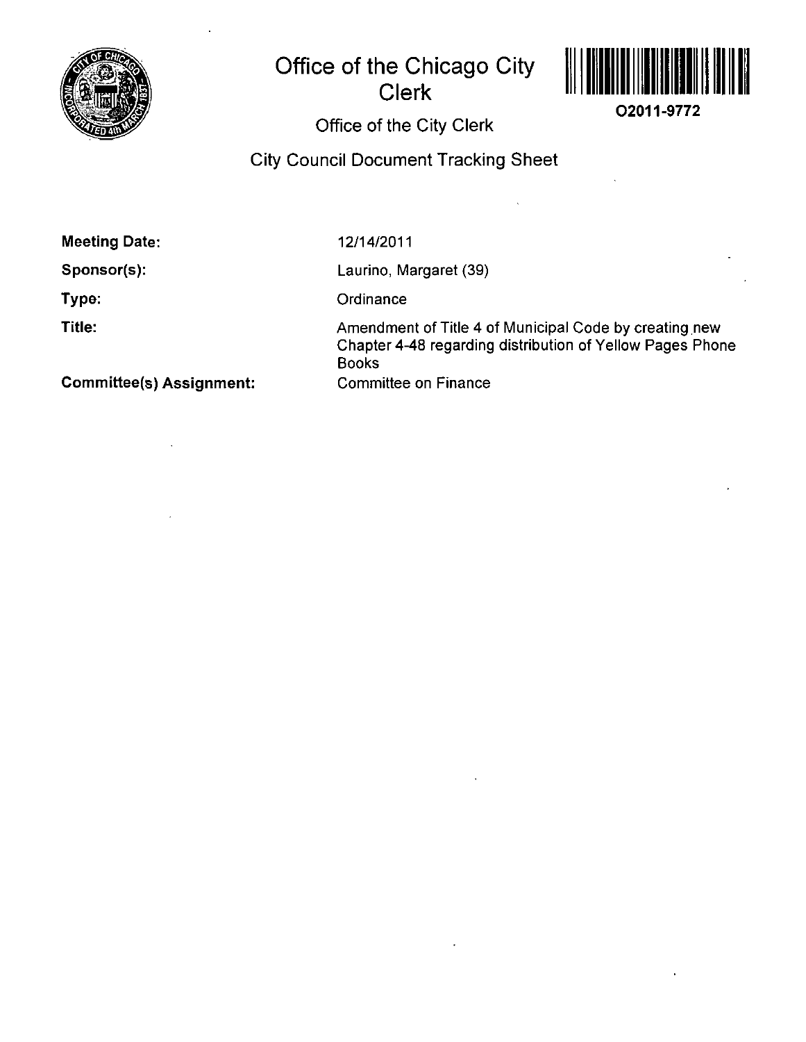# Office of the Chicago City Clerk

O2011-9772

Office of the City Clerk

## City Council Document Tracking Sheet

| | |
|---|---|
| **Meeting Date:** | 12/14/2011 |
| **Sponsor(s):** | Laurino, Margaret (39) |
| **Type:** | Ordinance |
| **Title:** | Amendment of Title 4 of Municipal Code by creating new Chapter 4-48 regarding distribution of Yellow Pages Phone Books |
| **Committee(s) Assignment:** | Committee on Finance |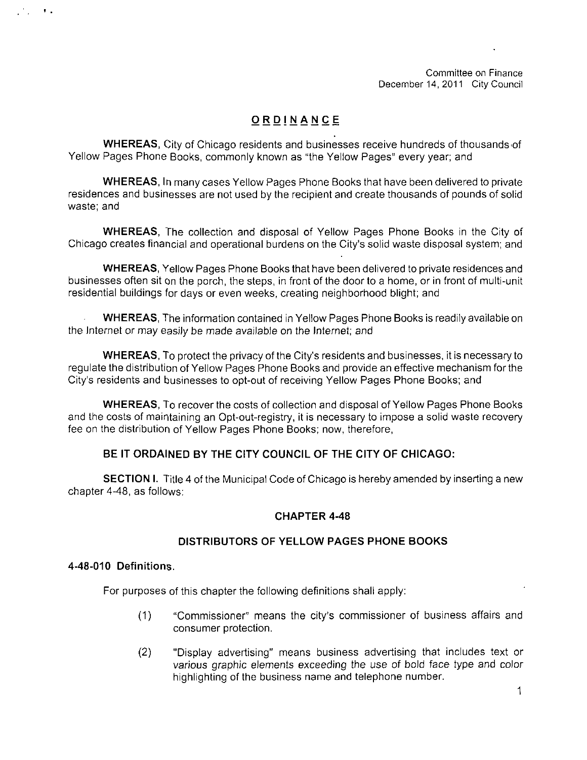Committee on Finance
December 14, 2011 City Council

# ORDINANCE

**WHEREAS**, City of Chicago residents and businesses receive hundreds of thousands of Yellow Pages Phone Books, commonly known as "the Yellow Pages" every year; and

**WHEREAS**, In many cases Yellow Pages Phone Books that have been delivered to private residences and businesses are not used by the recipient and create thousands of pounds of solid waste; and

**WHEREAS**, The collection and disposal of Yellow Pages Phone Books in the City of Chicago creates financial and operational burdens on the City's solid waste disposal system; and

**WHEREAS**, Yellow Pages Phone Books that have been delivered to private residences and businesses often sit on the porch, the steps, in front of the door to a home, or in front of multi-unit residential buildings for days or even weeks, creating neighborhood blight; and

**WHEREAS**, The information contained in Yellow Pages Phone Books is readily available on the Internet or may easily be made available on the Internet; and

**WHEREAS**, To protect the privacy of the City's residents and businesses, it is necessary to regulate the distribution of Yellow Pages Phone Books and provide an effective mechanism for the City's residents and businesses to opt-out of receiving Yellow Pages Phone Books; and

**WHEREAS**, To recover the costs of collection and disposal of Yellow Pages Phone Books and the costs of maintaining an Opt-out-registry, it is necessary to impose a solid waste recovery fee on the distribution of Yellow Pages Phone Books; now, therefore,

**BE IT ORDAINED BY THE CITY COUNCIL OF THE CITY OF CHICAGO:**

**SECTION I.** Title 4 of the Municipal Code of Chicago is hereby amended by inserting a new chapter 4-48, as follows:

## CHAPTER 4-48

## DISTRIBUTORS OF YELLOW PAGES PHONE BOOKS

### 4-48-010 Definitions.

For purposes of this chapter the following definitions shall apply:

(1) "Commissioner" means the city's commissioner of business affairs and consumer protection.

(2) "Display advertising" means business advertising that includes text or various graphic elements exceeding the use of bold face type and color highlighting of the business name and telephone number.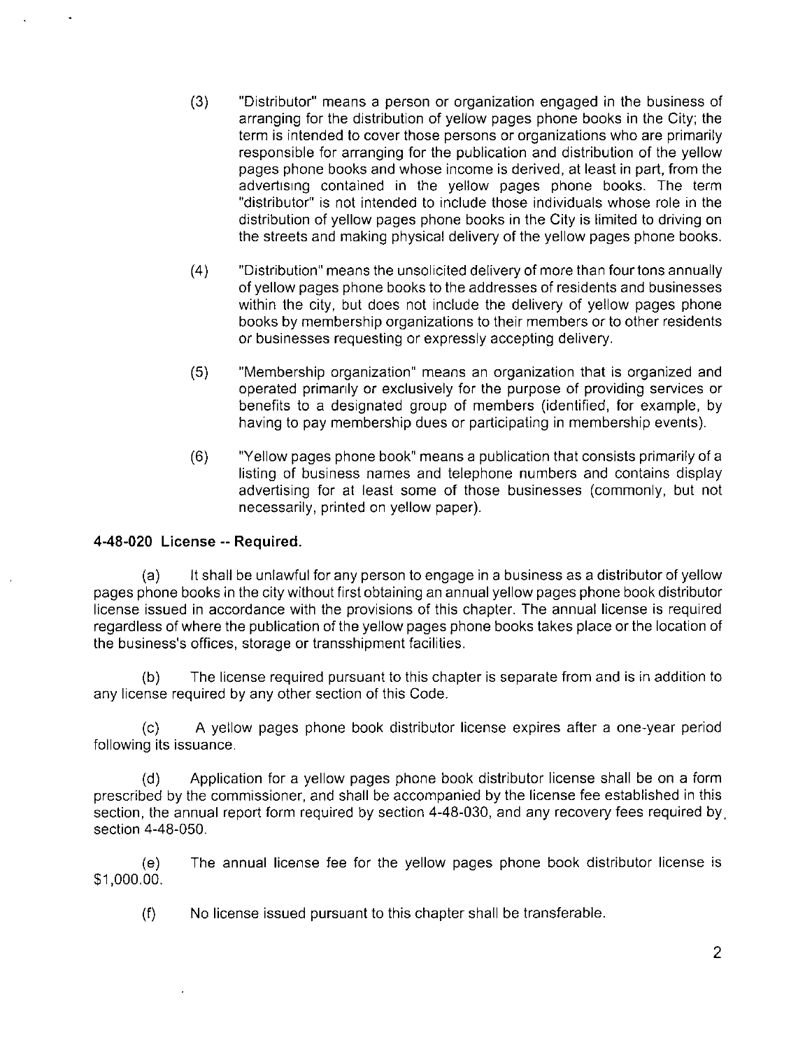(3) "Distributor" means a person or organization engaged in the business of arranging for the distribution of yellow pages phone books in the City; the term is intended to cover those persons or organizations who are primarily responsible for arranging for the publication and distribution of the yellow pages phone books and whose income is derived, at least in part, from the advertising contained in the yellow pages phone books. The term "distributor" is not intended to include those individuals whose role in the distribution of yellow pages phone books in the City is limited to driving on the streets and making physical delivery of the yellow pages phone books.

(4) "Distribution" means the unsolicited delivery of more than four tons annually of yellow pages phone books to the addresses of residents and businesses within the city, but does not include the delivery of yellow pages phone books by membership organizations to their members or to other residents or businesses requesting or expressly accepting delivery.

(5) "Membership organization" means an organization that is organized and operated primarily or exclusively for the purpose of providing services or benefits to a designated group of members (identified, for example, by having to pay membership dues or participating in membership events).

(6) "Yellow pages phone book" means a publication that consists primarily of a listing of business names and telephone numbers and contains display advertising for at least some of those businesses (commonly, but not necessarily, printed on yellow paper).

**4-48-020 License -- Required.**

(a) It shall be unlawful for any person to engage in a business as a distributor of yellow pages phone books in the city without first obtaining an annual yellow pages phone book distributor license issued in accordance with the provisions of this chapter. The annual license is required regardless of where the publication of the yellow pages phone books takes place or the location of the business's offices, storage or transshipment facilities.

(b) The license required pursuant to this chapter is separate from and is in addition to any license required by any other section of this Code.

(c) A yellow pages phone book distributor license expires after a one-year period following its issuance.

(d) Application for a yellow pages phone book distributor license shall be on a form prescribed by the commissioner, and shall be accompanied by the license fee established in this section, the annual report form required by section 4-48-030, and any recovery fees required by section 4-48-050.

(e) The annual license fee for the yellow pages phone book distributor license is $1,000.00.

(f) No license issued pursuant to this chapter shall be transferable.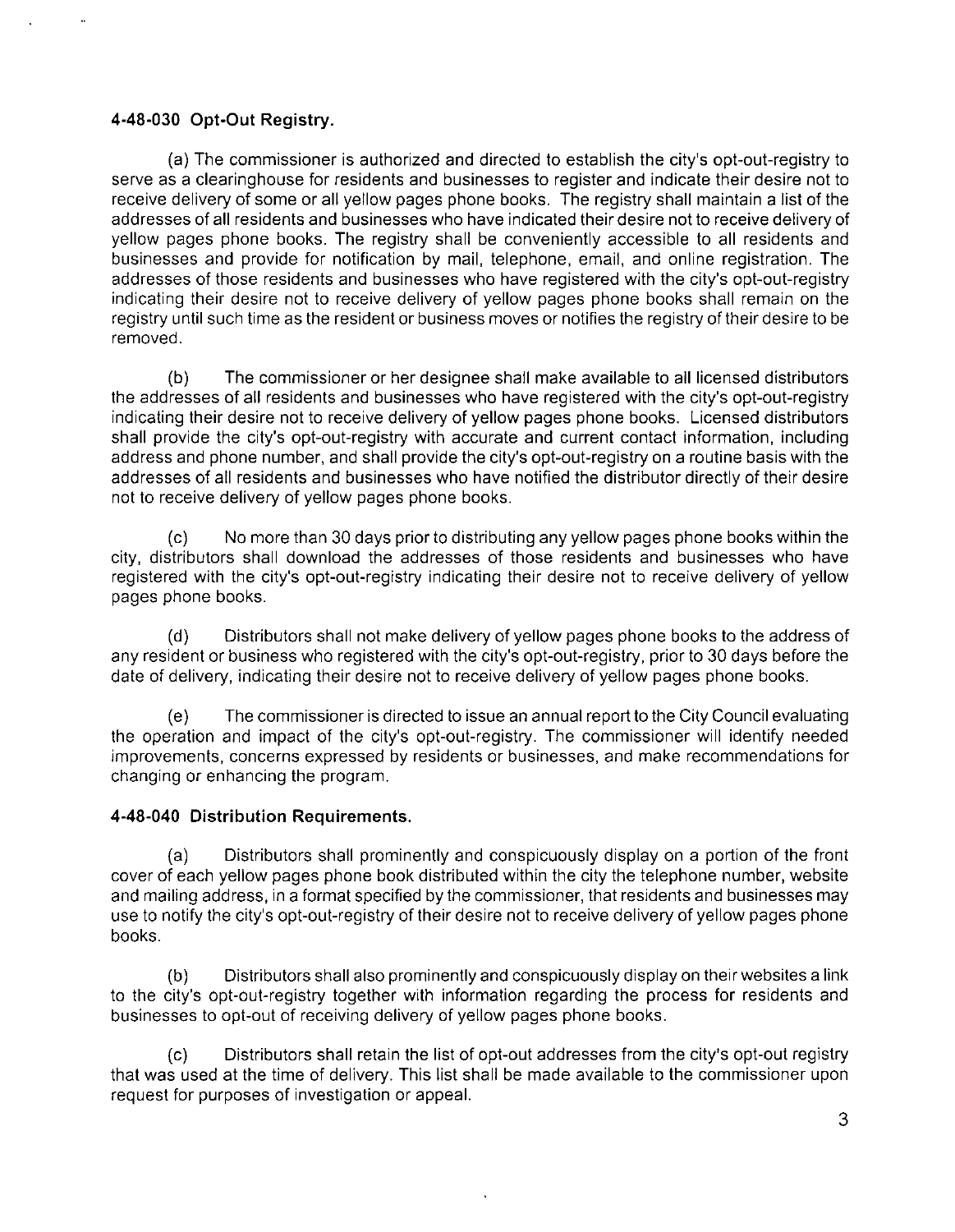### 4-48-030 Opt-Out Registry.

(a) The commissioner is authorized and directed to establish the city's opt-out-registry to serve as a clearinghouse for residents and businesses to register and indicate their desire not to receive delivery of some or all yellow pages phone books. The registry shall maintain a list of the addresses of all residents and businesses who have indicated their desire not to receive delivery of yellow pages phone books. The registry shall be conveniently accessible to all residents and businesses and provide for notification by mail, telephone, email, and online registration. The addresses of those residents and businesses who have registered with the city's opt-out-registry indicating their desire not to receive delivery of yellow pages phone books shall remain on the registry until such time as the resident or business moves or notifies the registry of their desire to be removed.

(b) The commissioner or her designee shall make available to all licensed distributors the addresses of all residents and businesses who have registered with the city's opt-out-registry indicating their desire not to receive delivery of yellow pages phone books. Licensed distributors shall provide the city's opt-out-registry with accurate and current contact information, including address and phone number, and shall provide the city's opt-out-registry on a routine basis with the addresses of all residents and businesses who have notified the distributor directly of their desire not to receive delivery of yellow pages phone books.

(c) No more than 30 days prior to distributing any yellow pages phone books within the city, distributors shall download the addresses of those residents and businesses who have registered with the city's opt-out-registry indicating their desire not to receive delivery of yellow pages phone books.

(d) Distributors shall not make delivery of yellow pages phone books to the address of any resident or business who registered with the city's opt-out-registry, prior to 30 days before the date of delivery, indicating their desire not to receive delivery of yellow pages phone books.

(e) The commissioner is directed to issue an annual report to the City Council evaluating the operation and impact of the city's opt-out-registry. The commissioner will identify needed improvements, concerns expressed by residents or businesses, and make recommendations for changing or enhancing the program.

### 4-48-040 Distribution Requirements.

(a) Distributors shall prominently and conspicuously display on a portion of the front cover of each yellow pages phone book distributed within the city the telephone number, website and mailing address, in a format specified by the commissioner, that residents and businesses may use to notify the city's opt-out-registry of their desire not to receive delivery of yellow pages phone books.

(b) Distributors shall also prominently and conspicuously display on their websites a link to the city's opt-out-registry together with information regarding the process for residents and businesses to opt-out of receiving delivery of yellow pages phone books.

(c) Distributors shall retain the list of opt-out addresses from the city's opt-out registry that was used at the time of delivery. This list shall be made available to the commissioner upon request for purposes of investigation or appeal.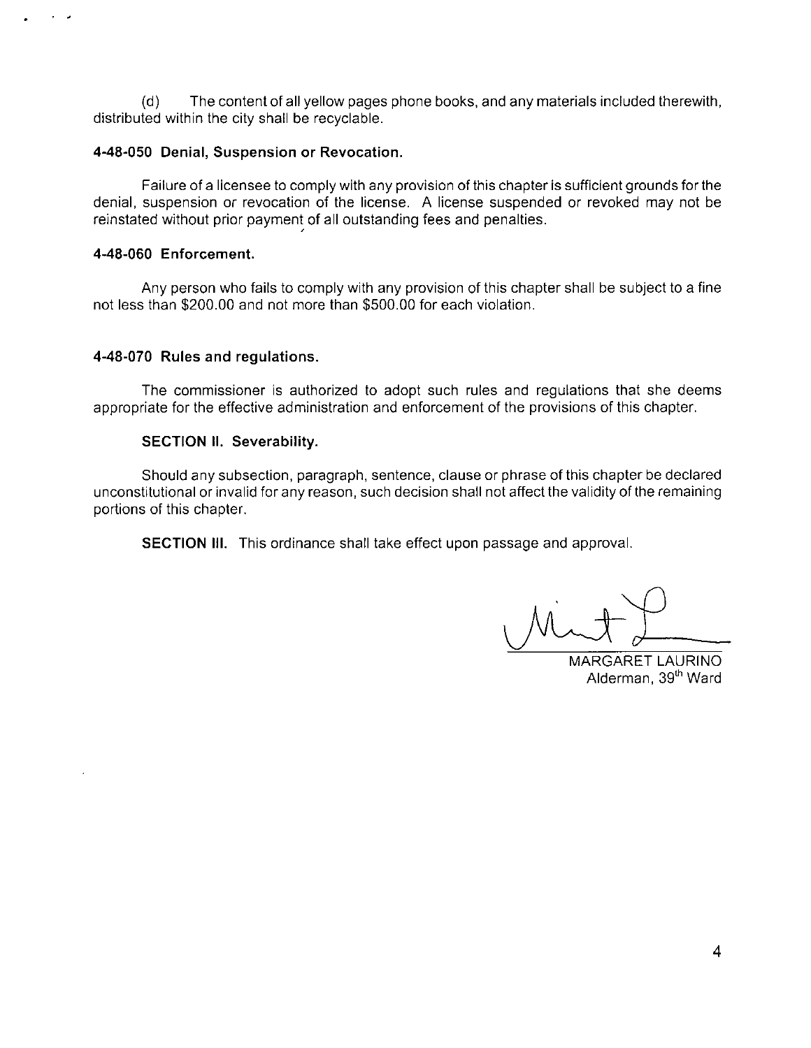(d) The content of all yellow pages phone books, and any materials included therewith, distributed within the city shall be recyclable.

**4-48-050 Denial, Suspension or Revocation.**

Failure of a licensee to comply with any provision of this chapter is sufficient grounds for the denial, suspension or revocation of the license. A license suspended or revoked may not be reinstated without prior payment of all outstanding fees and penalties.

**4-48-060 Enforcement.**

Any person who fails to comply with any provision of this chapter shall be subject to a fine not less than $200.00 and not more than $500.00 for each violation.

**4-48-070 Rules and regulations.**

The commissioner is authorized to adopt such rules and regulations that she deems appropriate for the effective administration and enforcement of the provisions of this chapter.

**SECTION II. Severability.**

Should any subsection, paragraph, sentence, clause or phrase of this chapter be declared unconstitutional or invalid for any reason, such decision shall not affect the validity of the remaining portions of this chapter.

**SECTION III.** This ordinance shall take effect upon passage and approval.

MARGARET LAURINO
Alderman, 39th Ward